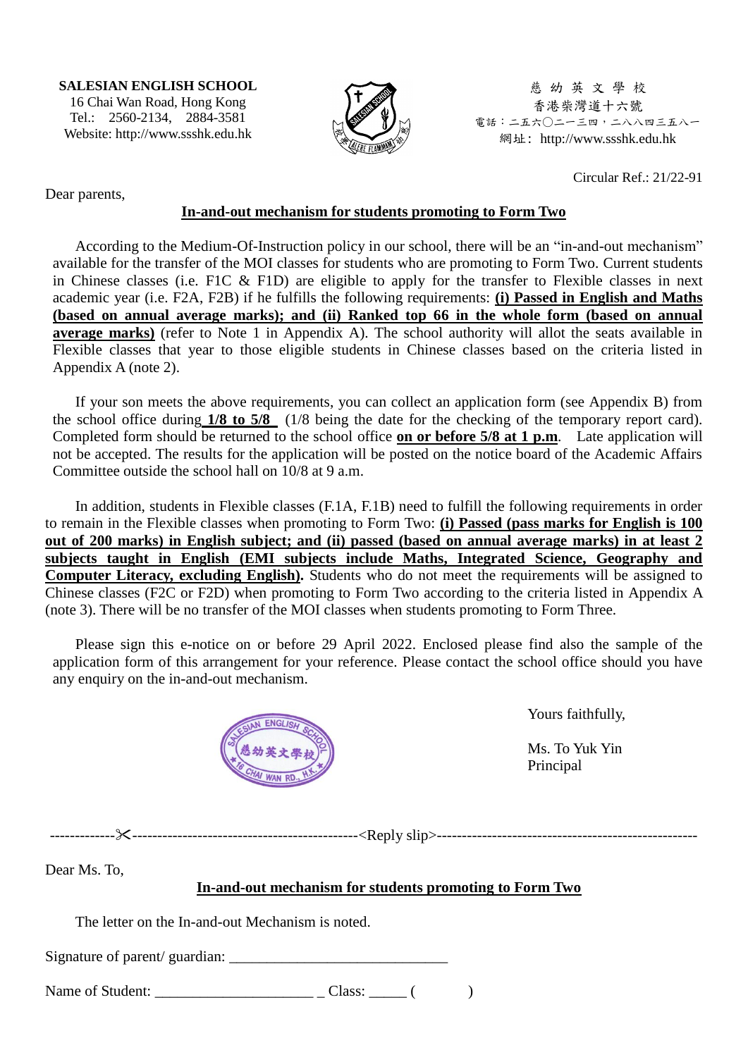**SALESIAN ENGLISH SCHOOL**
16 Chai Wan Road, Hong Kong
Tel.: 2560-2134, 2884-3581
Website: http://www.ssshk.edu.hk

慈 幼 英 文 學 校
香港柴灣道十六號
電話：二五六〇二一三四，二八八四三五八一
網址：http://www.ssshk.edu.hk

Circular Ref.: 21/22-91

Dear parents,

**In-and-out mechanism for students promoting to Form Two**

According to the Medium-Of-Instruction policy in our school, there will be an "in-and-out mechanism" available for the transfer of the MOI classes for students who are promoting to Form Two. Current students in Chinese classes (i.e. F1C & F1D) are eligible to apply for the transfer to Flexible classes in next academic year (i.e. F2A, F2B) if he fulfills the following requirements: **(i) Passed in English and Maths (based on annual average marks); and (ii) Ranked top 66 in the whole form (based on annual average marks)** (refer to Note 1 in Appendix A). The school authority will allot the seats available in Flexible classes that year to those eligible students in Chinese classes based on the criteria listed in Appendix A (note 2).

If your son meets the above requirements, you can collect an application form (see Appendix B) from the school office during **1/8 to 5/8** (1/8 being the date for the checking of the temporary report card). Completed form should be returned to the school office **on or before 5/8 at 1 p.m**. Late application will not be accepted. The results for the application will be posted on the notice board of the Academic Affairs Committee outside the school hall on 10/8 at 9 a.m.

In addition, students in Flexible classes (F.1A, F.1B) need to fulfill the following requirements in order to remain in the Flexible classes when promoting to Form Two: **(i) Passed (pass marks for English is 100 out of 200 marks) in English subject; and (ii) passed (based on annual average marks) in at least 2 subjects taught in English (EMI subjects include Maths, Integrated Science, Geography and Computer Literacy, excluding English).** Students who do not meet the requirements will be assigned to Chinese classes (F2C or F2D) when promoting to Form Two according to the criteria listed in Appendix A (note 3). There will be no transfer of the MOI classes when students promoting to Form Three.

Please sign this e-notice on or before 29 April 2022. Enclosed please find also the sample of the application form of this arrangement for your reference. Please contact the school office should you have any enquiry on the in-and-out mechanism.

Yours faithfully,

Ms. To Yuk Yin
Principal

-------------✂---------------------------------------------<Reply slip>---------------------------------------------------

Dear Ms. To,

**In-and-out mechanism for students promoting to Form Two**

The letter on the In-and-out Mechanism is noted.

Signature of parent/ guardian: _____________________________

Name of Student: _____________________ _ Class: _____ (          )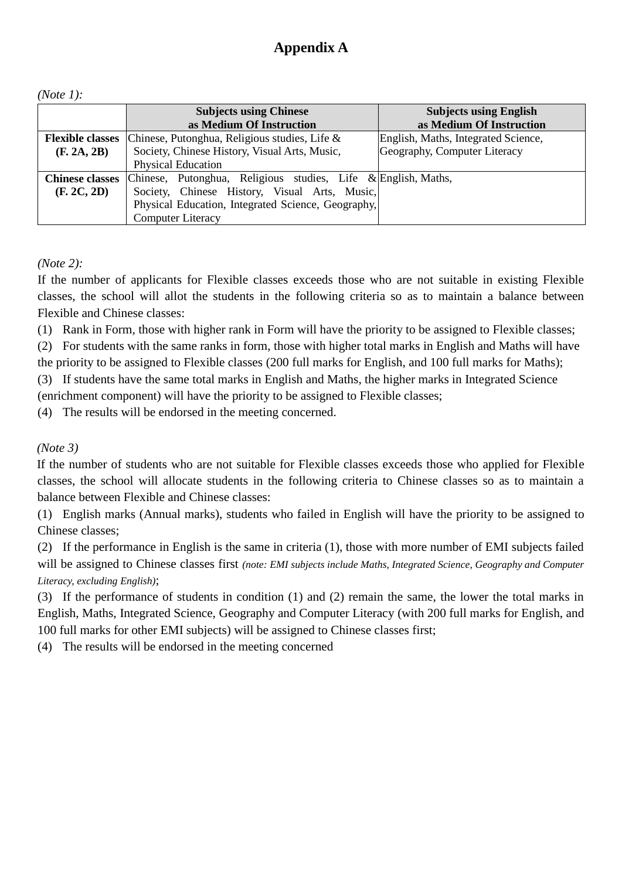# Appendix A

*(Note 1):*

| | Subjects using Chinese as Medium Of Instruction | Subjects using English as Medium Of Instruction |
|---|---|---|
| **Flexible classes (F. 2A, 2B)** | Chinese, Putonghua, Religious studies, Life & Society, Chinese History, Visual Arts, Music, Physical Education | English, Maths, Integrated Science, Geography, Computer Literacy |
| **Chinese classes (F. 2C, 2D)** | Chinese, Putonghua, Religious studies, Life & Society, Chinese History, Visual Arts, Music, Physical Education, Integrated Science, Geography, Computer Literacy | English, Maths, |

*(Note 2):*

If the number of applicants for Flexible classes exceeds those who are not suitable in existing Flexible classes, the school will allot the students in the following criteria so as to maintain a balance between Flexible and Chinese classes:

(1) Rank in Form, those with higher rank in Form will have the priority to be assigned to Flexible classes;

(2) For students with the same ranks in form, those with higher total marks in English and Maths will have the priority to be assigned to Flexible classes (200 full marks for English, and 100 full marks for Maths);

(3) If students have the same total marks in English and Maths, the higher marks in Integrated Science (enrichment component) will have the priority to be assigned to Flexible classes;

(4) The results will be endorsed in the meeting concerned.

*(Note 3)*

If the number of students who are not suitable for Flexible classes exceeds those who applied for Flexible classes, the school will allocate students in the following criteria to Chinese classes so as to maintain a balance between Flexible and Chinese classes:

(1) English marks (Annual marks), students who failed in English will have the priority to be assigned to Chinese classes;

(2) If the performance in English is the same in criteria (1), those with more number of EMI subjects failed will be assigned to Chinese classes first *(note: EMI subjects include Maths, Integrated Science, Geography and Computer Literacy, excluding English)*;

(3) If the performance of students in condition (1) and (2) remain the same, the lower the total marks in English, Maths, Integrated Science, Geography and Computer Literacy (with 200 full marks for English, and 100 full marks for other EMI subjects) will be assigned to Chinese classes first;

(4) The results will be endorsed in the meeting concerned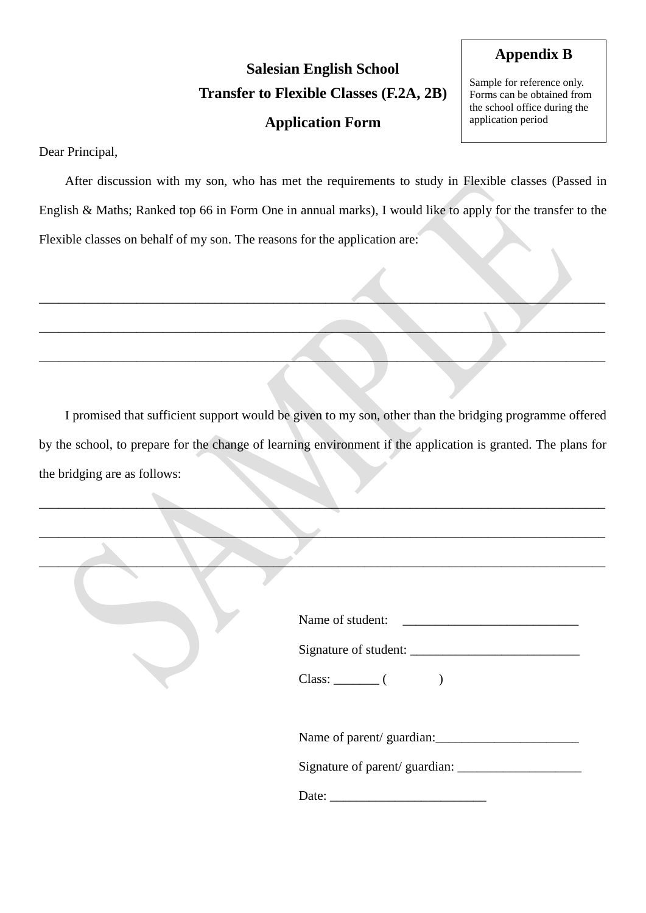**Appendix B**

Sample for reference only. Forms can be obtained from the school office during the application period

**Salesian English School**

**Transfer to Flexible Classes (F.2A, 2B)**

**Application Form**

Dear Principal,

After discussion with my son, who has met the requirements to study in Flexible classes (Passed in English & Maths; Ranked top 66 in Form One in annual marks), I would like to apply for the transfer to the Flexible classes on behalf of my son. The reasons for the application are:

\_\_\_\_\_\_\_\_\_\_\_\_\_\_\_\_\_\_\_\_\_\_\_\_\_\_\_\_\_\_\_\_\_\_\_\_\_\_\_\_\_\_\_\_\_\_\_\_\_\_\_\_\_\_\_\_\_\_\_\_\_\_\_\_\_\_\_\_\_\_\_\_\_\_\_\_\_\_

\_\_\_\_\_\_\_\_\_\_\_\_\_\_\_\_\_\_\_\_\_\_\_\_\_\_\_\_\_\_\_\_\_\_\_\_\_\_\_\_\_\_\_\_\_\_\_\_\_\_\_\_\_\_\_\_\_\_\_\_\_\_\_\_\_\_\_\_\_\_\_\_\_\_\_\_\_\_

\_\_\_\_\_\_\_\_\_\_\_\_\_\_\_\_\_\_\_\_\_\_\_\_\_\_\_\_\_\_\_\_\_\_\_\_\_\_\_\_\_\_\_\_\_\_\_\_\_\_\_\_\_\_\_\_\_\_\_\_\_\_\_\_\_\_\_\_\_\_\_\_\_\_\_\_\_\_

I promised that sufficient support would be given to my son, other than the bridging programme offered by the school, to prepare for the change of learning environment if the application is granted. The plans for the bridging are as follows:

\_\_\_\_\_\_\_\_\_\_\_\_\_\_\_\_\_\_\_\_\_\_\_\_\_\_\_\_\_\_\_\_\_\_\_\_\_\_\_\_\_\_\_\_\_\_\_\_\_\_\_\_\_\_\_\_\_\_\_\_\_\_\_\_\_\_\_\_\_\_\_\_\_\_\_\_\_\_

\_\_\_\_\_\_\_\_\_\_\_\_\_\_\_\_\_\_\_\_\_\_\_\_\_\_\_\_\_\_\_\_\_\_\_\_\_\_\_\_\_\_\_\_\_\_\_\_\_\_\_\_\_\_\_\_\_\_\_\_\_\_\_\_\_\_\_\_\_\_\_\_\_\_\_\_\_\_

\_\_\_\_\_\_\_\_\_\_\_\_\_\_\_\_\_\_\_\_\_\_\_\_\_\_\_\_\_\_\_\_\_\_\_\_\_\_\_\_\_\_\_\_\_\_\_\_\_\_\_\_\_\_\_\_\_\_\_\_\_\_\_\_\_\_\_\_\_\_\_\_\_\_\_\_\_\_

Name of student: \_\_\_\_\_\_\_\_\_\_\_\_\_\_\_\_\_\_\_\_\_\_\_\_\_\_\_

Signature of student: \_\_\_\_\_\_\_\_\_\_\_\_\_\_\_\_\_\_\_\_\_\_\_\_\_\_

Class: \_\_\_\_\_\_\_ (          )

Name of parent/ guardian: \_\_\_\_\_\_\_\_\_\_\_\_\_\_\_\_\_\_\_\_\_\_

Signature of parent/ guardian: \_\_\_\_\_\_\_\_\_\_\_\_\_\_\_\_\_\_\_

Date: \_\_\_\_\_\_\_\_\_\_\_\_\_\_\_\_\_\_\_\_\_\_\_\_